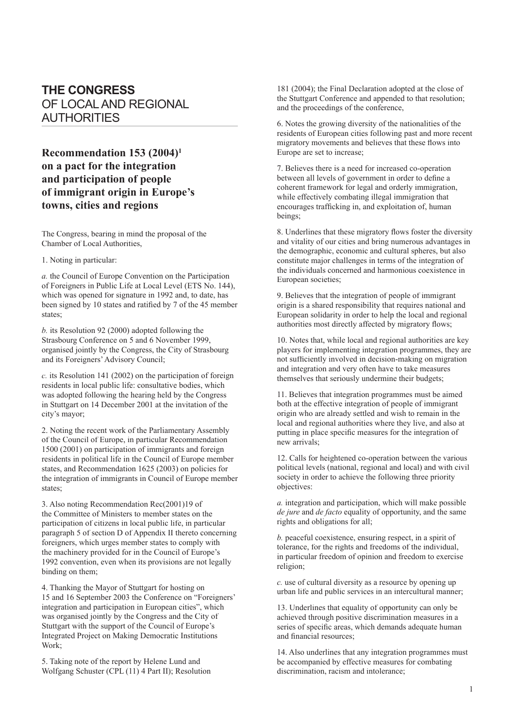# THE CONGRESS OF LOCAL AND REGIONAL AUTHORITIES

## Recommendation 153 (2004)[1] on a pact for the integration and participation of people of immigrant origin in Europe's towns, cities and regions

The Congress, bearing in mind the proposal of the Chamber of Local Authorities,

1. Noting in particular:

*a.* the Council of Europe Convention on the Participation of Foreigners in Public Life at Local Level (ETS No. 144), which was opened for signature in 1992 and, to date, has been signed by 10 states and ratified by 7 of the 45 member states;

*b.* its Resolution 92 (2000) adopted following the Strasbourg Conference on 5 and 6 November 1999, organised jointly by the Congress, the City of Strasbourg and its Foreigners' Advisory Council;

*c.* its Resolution 141 (2002) on the participation of foreign residents in local public life: consultative bodies, which was adopted following the hearing held by the Congress in Stuttgart on 14 December 2001 at the invitation of the city's mayor;

2. Noting the recent work of the Parliamentary Assembly of the Council of Europe, in particular Recommendation 1500 (2001) on participation of immigrants and foreign residents in political life in the Council of Europe member states, and Recommendation 1625 (2003) on policies for the integration of immigrants in Council of Europe member states;

3. Also noting Recommendation Rec(2001)19 of the Committee of Ministers to member states on the participation of citizens in local public life, in particular paragraph 5 of section D of Appendix II thereto concerning foreigners, which urges member states to comply with the machinery provided for in the Council of Europe's 1992 convention, even when its provisions are not legally binding on them;

4. Thanking the Mayor of Stuttgart for hosting on 15 and 16 September 2003 the Conference on "Foreigners' integration and participation in European cities", which was organised jointly by the Congress and the City of Stuttgart with the support of the Council of Europe's Integrated Project on Making Democratic Institutions Work;

5. Taking note of the report by Helene Lund and Wolfgang Schuster (CPL (11) 4 Part II); Resolution 181 (2004); the Final Declaration adopted at the close of the Stuttgart Conference and appended to that resolution; and the proceedings of the conference,

6. Notes the growing diversity of the nationalities of the residents of European cities following past and more recent migratory movements and believes that these flows into Europe are set to increase;

7. Believes there is a need for increased co-operation between all levels of government in order to define a coherent framework for legal and orderly immigration, while effectively combating illegal immigration that encourages trafficking in, and exploitation of, human beings;

8. Underlines that these migratory flows foster the diversity and vitality of our cities and bring numerous advantages in the demographic, economic and cultural spheres, but also constitute major challenges in terms of the integration of the individuals concerned and harmonious coexistence in European societies;

9. Believes that the integration of people of immigrant origin is a shared responsibility that requires national and European solidarity in order to help the local and regional authorities most directly affected by migratory flows;

10. Notes that, while local and regional authorities are key players for implementing integration programmes, they are not sufficiently involved in decision-making on migration and integration and very often have to take measures themselves that seriously undermine their budgets;

11. Believes that integration programmes must be aimed both at the effective integration of people of immigrant origin who are already settled and wish to remain in the local and regional authorities where they live, and also at putting in place specific measures for the integration of new arrivals;

12. Calls for heightened co-operation between the various political levels (national, regional and local) and with civil society in order to achieve the following three priority objectives:

*a.* integration and participation, which will make possible *de jure* and *de facto* equality of opportunity, and the same rights and obligations for all;

*b.* peaceful coexistence, ensuring respect, in a spirit of tolerance, for the rights and freedoms of the individual, in particular freedom of opinion and freedom to exercise religion;

*c.* use of cultural diversity as a resource by opening up urban life and public services in an intercultural manner;

13. Underlines that equality of opportunity can only be achieved through positive discrimination measures in a series of specific areas, which demands adequate human and financial resources;

14. Also underlines that any integration programmes must be accompanied by effective measures for combating discrimination, racism and intolerance;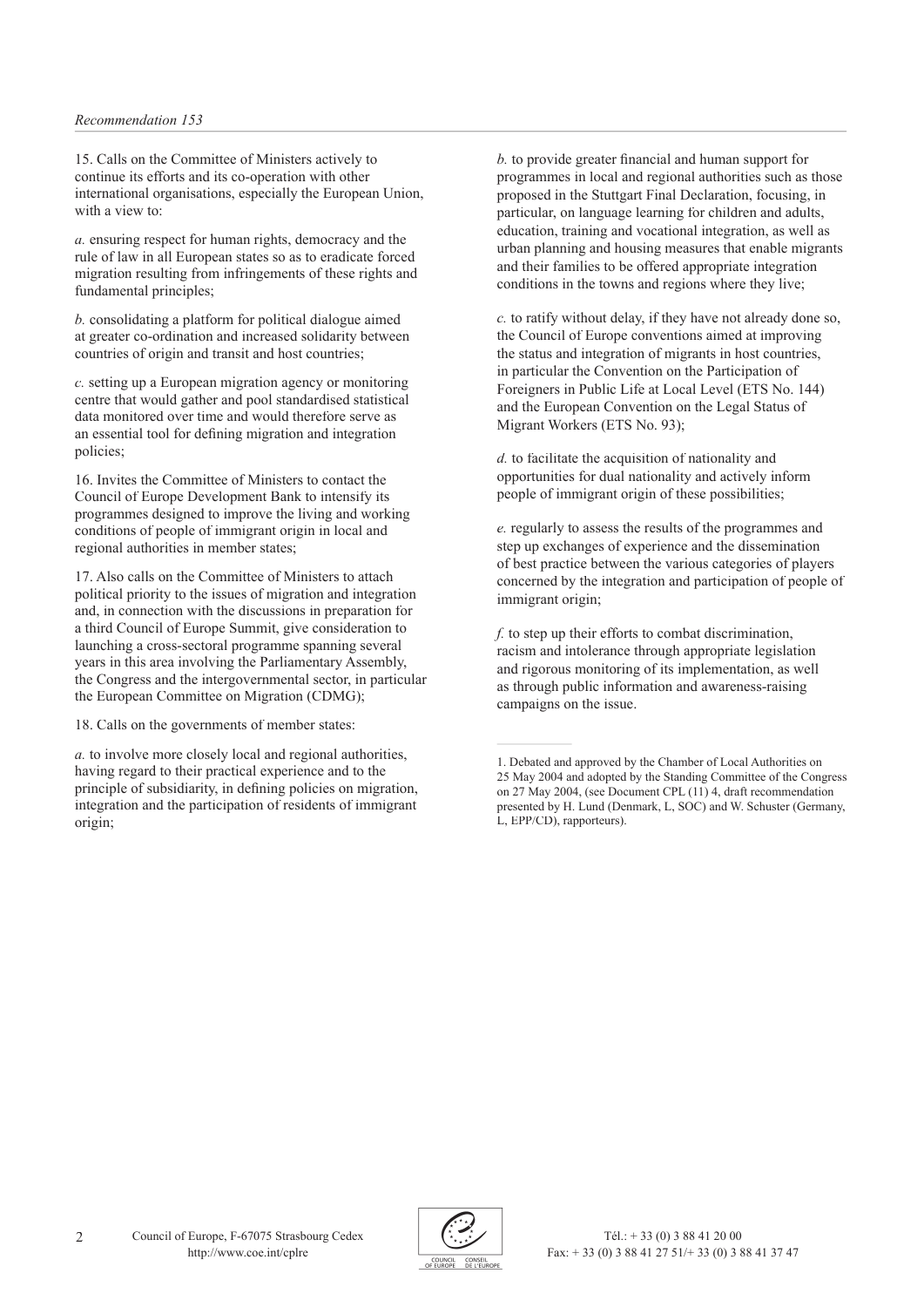15. Calls on the Committee of Ministers actively to continue its efforts and its co-operation with other international organisations, especially the European Union, with a view to:

*a.* ensuring respect for human rights, democracy and the rule of law in all European states so as to eradicate forced migration resulting from infringements of these rights and fundamental principles;

*b.* consolidating a platform for political dialogue aimed at greater co-ordination and increased solidarity between countries of origin and transit and host countries;

*c.* setting up a European migration agency or monitoring centre that would gather and pool standardised statistical data monitored over time and would therefore serve as an essential tool for defining migration and integration policies;

16. Invites the Committee of Ministers to contact the Council of Europe Development Bank to intensify its programmes designed to improve the living and working conditions of people of immigrant origin in local and regional authorities in member states;

17. Also calls on the Committee of Ministers to attach political priority to the issues of migration and integration and, in connection with the discussions in preparation for a third Council of Europe Summit, give consideration to launching a cross-sectoral programme spanning several years in this area involving the Parliamentary Assembly, the Congress and the intergovernmental sector, in particular the European Committee on Migration (CDMG);

18. Calls on the governments of member states:

*a.* to involve more closely local and regional authorities, having regard to their practical experience and to the principle of subsidiarity, in defining policies on migration, integration and the participation of residents of immigrant origin;

*b.* to provide greater financial and human support for programmes in local and regional authorities such as those proposed in the Stuttgart Final Declaration, focusing, in particular, on language learning for children and adults, education, training and vocational integration, as well as urban planning and housing measures that enable migrants and their families to be offered appropriate integration conditions in the towns and regions where they live;

*c.* to ratify without delay, if they have not already done so, the Council of Europe conventions aimed at improving the status and integration of migrants in host countries, in particular the Convention on the Participation of Foreigners in Public Life at Local Level (ETS No. 144) and the European Convention on the Legal Status of Migrant Workers (ETS No. 93);

*d.* to facilitate the acquisition of nationality and opportunities for dual nationality and actively inform people of immigrant origin of these possibilities;

*e.* regularly to assess the results of the programmes and step up exchanges of experience and the dissemination of best practice between the various categories of players concerned by the integration and participation of people of immigrant origin;

*f.* to step up their efforts to combat discrimination, racism and intolerance through appropriate legislation and rigorous monitoring of its implementation, as well as through public information and awareness-raising campaigns on the issue.

---

1. Debated and approved by the Chamber of Local Authorities on 25 May 2004 and adopted by the Standing Committee of the Congress on 27 May 2004, (see Document CPL (11) 4, draft recommendation presented by H. Lund (Denmark, L, SOC) and W. Schuster (Germany, L, EPP/CD), rapporteurs).

Council of Europe, F-67075 Strasbourg Cedex
http://www.coe.int/cplre

Tél.: + 33 (0) 3 88 41 20 00
Fax: + 33 (0) 3 88 41 27 51/+ 33 (0) 3 88 41 37 47